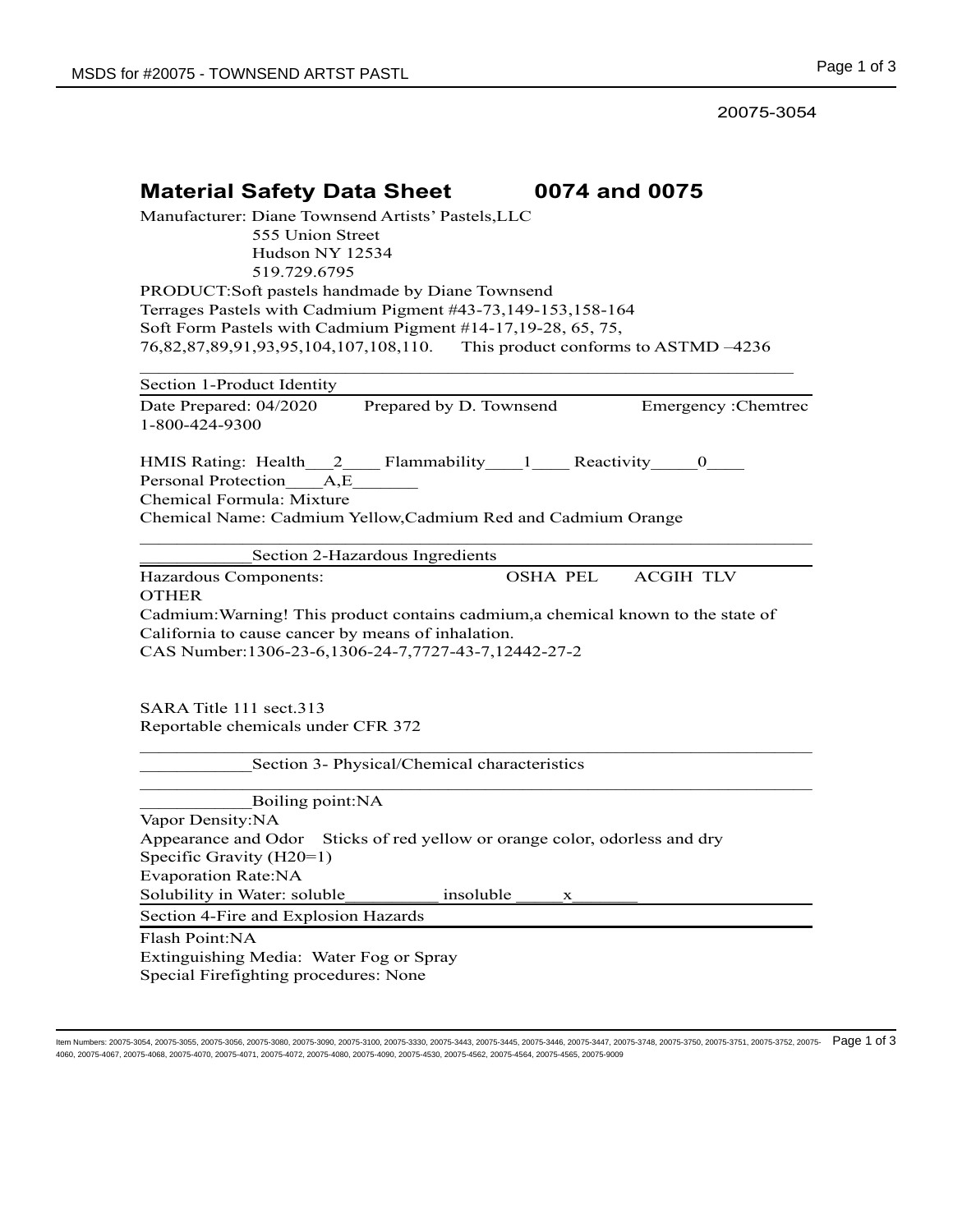20075-3054

# Material Safety Data Sheet 0074 and 0075

Manufacturer: Diane Townsend Artists' Pastels,LLC
555 Union Street
Hudson NY 12534
519.729.6795

PRODUCT:Soft pastels handmade by Diane Townsend
Terrages Pastels with Cadmium Pigment #43-73,149-153,158-164
Soft Form Pastels with Cadmium Pigment #14-17,19-28, 65, 75, 76,82,87,89,91,93,95,104,107,108,110. This product conforms to ASTMD –4236

## Section 1-Product Identity

Date Prepared: 04/2020 Prepared by D. Townsend Emergency :Chemtrec 1-800-424-9300

HMIS Rating: Health___2____ Flammability____1____ Reactivity_____0____
Personal Protection____A,E_______
Chemical Formula: Mixture
Chemical Name: Cadmium Yellow,Cadmium Red and Cadmium Orange

## Section 2-Hazardous Ingredients

Hazardous Components: OSHA PEL ACGIH TLV
OTHER

Cadmium:Warning! This product contains cadmium,a chemical known to the state of California to cause cancer by means of inhalation.
CAS Number:1306-23-6,1306-24-7,7727-43-7,12442-27-2

SARA Title 111 sect.313
Reportable chemicals under CFR 372

## Section 3- Physical/Chemical characteristics

Boiling point:NA
Vapor Density:NA
Appearance and Odor Sticks of red yellow or orange color, odorless and dry
Specific Gravity (H20=1)
Evaporation Rate:NA
Solubility in Water: soluble__________ insoluble _____x_______

## Section 4-Fire and Explosion Hazards

Flash Point:NA
Extinguishing Media: Water Fog or Spray
Special Firefighting procedures: None

Item Numbers: 20075-3054, 20075-3055, 20075-3056, 20075-3080, 20075-3090, 20075-3100, 20075-3330, 20075-3443, 20075-3445, 20075-3446, 20075-3447, 20075-3748, 20075-3750, 20075-3751, 20075-3752, 20075-4060, 20075-4067, 20075-4068, 20075-4070, 20075-4071, 20075-4072, 20075-4080, 20075-4090, 20075-4530, 20075-4562, 20075-4564, 20075-4565, 20075-9009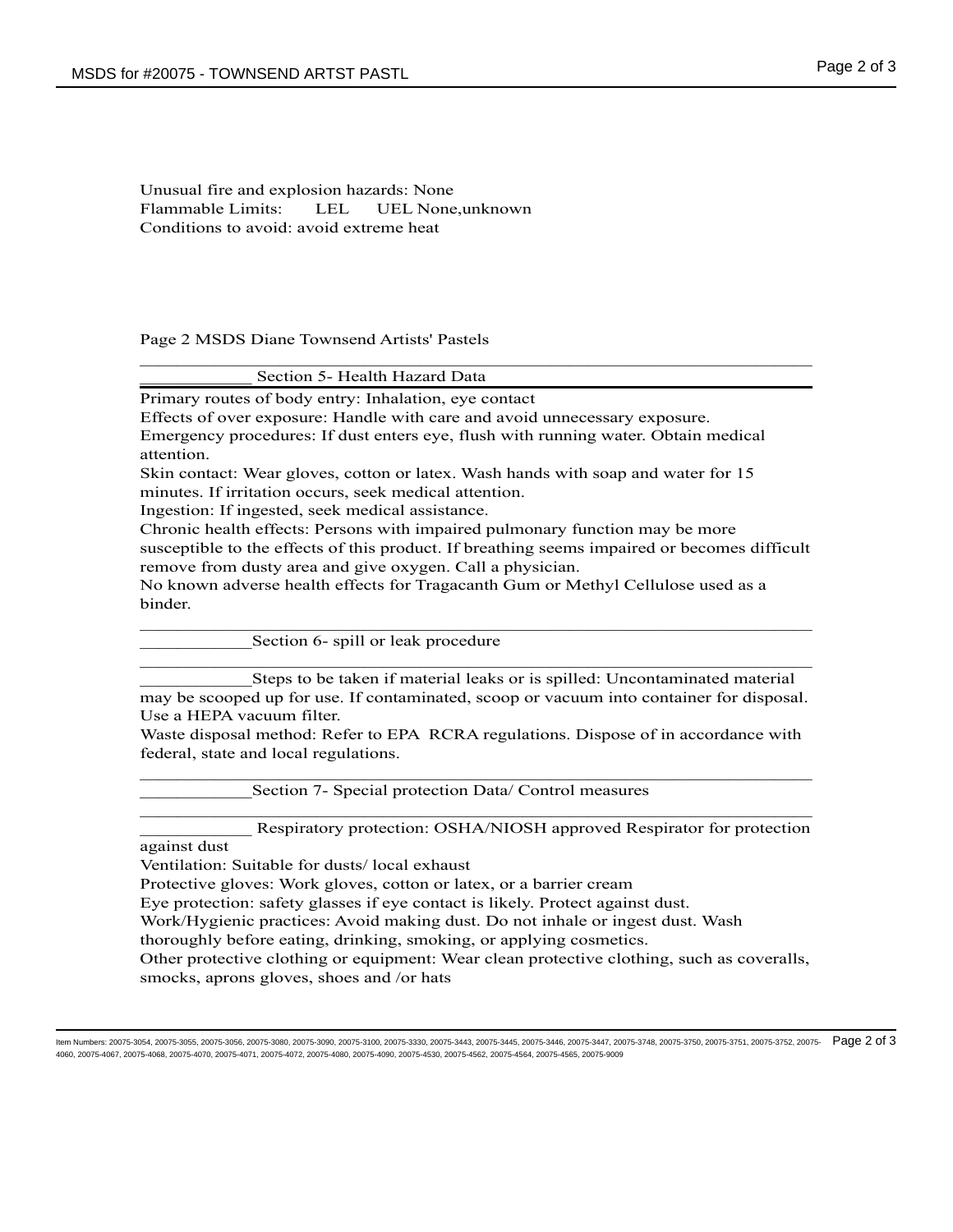Unusual fire and explosion hazards: None
Flammable Limits: LEL UEL None,unknown
Conditions to avoid: avoid extreme heat

Page 2 MSDS Diane Townsend Artists' Pastels

## Section 5- Health Hazard Data

Primary routes of body entry: Inhalation, eye contact
Effects of over exposure: Handle with care and avoid unnecessary exposure.
Emergency procedures: If dust enters eye, flush with running water. Obtain medical attention.
Skin contact: Wear gloves, cotton or latex. Wash hands with soap and water for 15 minutes. If irritation occurs, seek medical attention.
Ingestion: If ingested, seek medical assistance.
Chronic health effects: Persons with impaired pulmonary function may be more susceptible to the effects of this product. If breathing seems impaired or becomes difficult remove from dusty area and give oxygen. Call a physician.
No known adverse health effects for Tragacanth Gum or Methyl Cellulose used as a binder.

## Section 6- spill or leak procedure

Steps to be taken if material leaks or is spilled: Uncontaminated material may be scooped up for use. If contaminated, scoop or vacuum into container for disposal. Use a HEPA vacuum filter.
Waste disposal method: Refer to EPA RCRA regulations. Dispose of in accordance with federal, state and local regulations.

## Section 7- Special protection Data/ Control measures

Respiratory protection: OSHA/NIOSH approved Respirator for protection against dust
Ventilation: Suitable for dusts/ local exhaust
Protective gloves: Work gloves, cotton or latex, or a barrier cream
Eye protection: safety glasses if eye contact is likely. Protect against dust.
Work/Hygienic practices: Avoid making dust. Do not inhale or ingest dust. Wash thoroughly before eating, drinking, smoking, or applying cosmetics.
Other protective clothing or equipment: Wear clean protective clothing, such as coveralls, smocks, aprons gloves, shoes and /or hats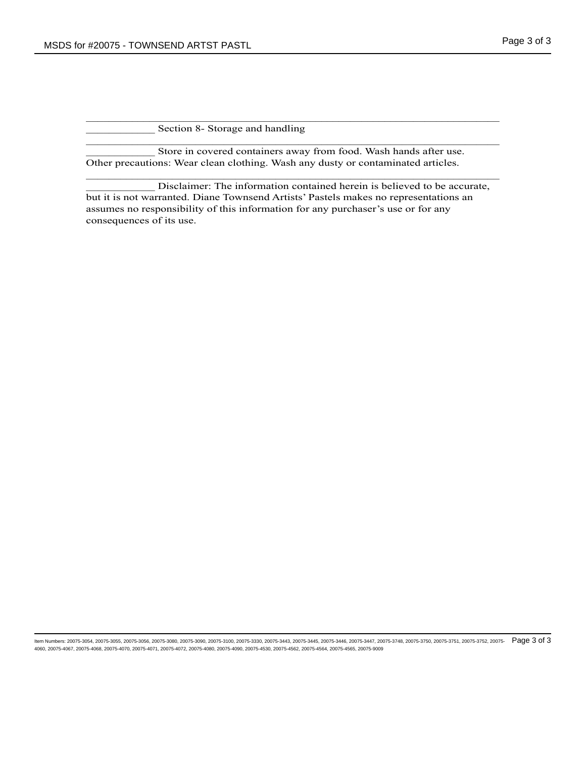## Section 8- Storage and handling

Store in covered containers away from food. Wash hands after use. Other precautions: Wear clean clothing. Wash any dusty or contaminated articles.

Disclaimer: The information contained herein is believed to be accurate, but it is not warranted. Diane Townsend Artists' Pastels makes no representations an assumes no responsibility of this information for any purchaser's use or for any consequences of its use.

Item Numbers: 20075-3054, 20075-3055, 20075-3056, 20075-3080, 20075-3090, 20075-3100, 20075-3330, 20075-3443, 20075-3445, 20075-3446, 20075-3447, 20075-3748, 20075-3750, 20075-3751, 20075-3752, 20075-4060, 20075-4067, 20075-4068, 20075-4070, 20075-4071, 20075-4072, 20075-4080, 20075-4090, 20075-4530, 20075-4562, 20075-4564, 20075-4565, 20075-9009